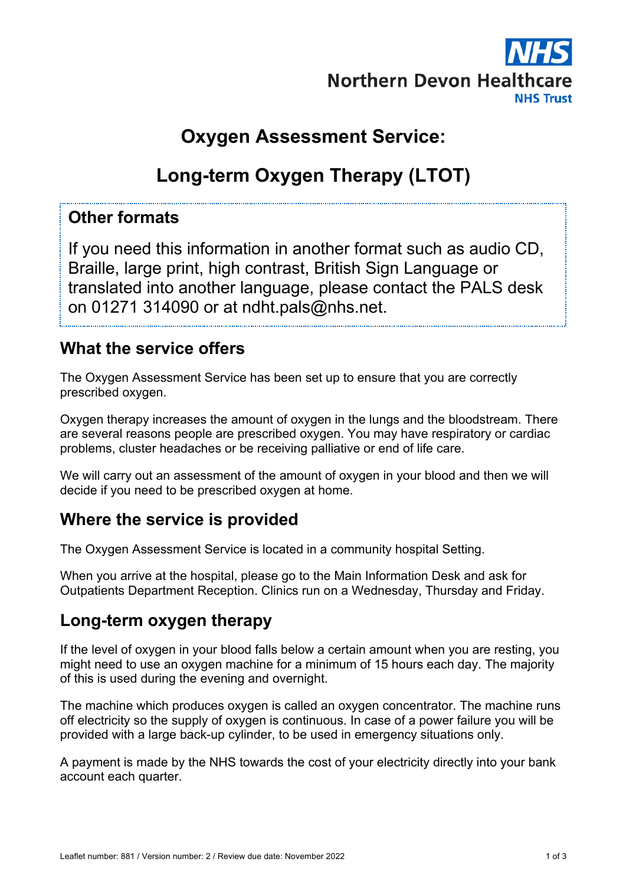NHS

Northern Devon Healthcare NHS Trust

# Oxygen Assessment Service:

# Long-term Oxygen Therapy (LTOT)

## Other formats

If you need this information in another format such as audio CD, Braille, large print, high contrast, British Sign Language or translated into another language, please contact the PALS desk on 01271 314090 or at ndht.pals@nhs.net.

## What the service offers

The Oxygen Assessment Service has been set up to ensure that you are correctly prescribed oxygen.

Oxygen therapy increases the amount of oxygen in the lungs and the bloodstream. There are several reasons people are prescribed oxygen. You may have respiratory or cardiac problems, cluster headaches or be receiving palliative or end of life care.

We will carry out an assessment of the amount of oxygen in your blood and then we will decide if you need to be prescribed oxygen at home.

## Where the service is provided

The Oxygen Assessment Service is located in a community hospital Setting.

When you arrive at the hospital, please go to the Main Information Desk and ask for Outpatients Department Reception. Clinics run on a Wednesday, Thursday and Friday.

## Long-term oxygen therapy

If the level of oxygen in your blood falls below a certain amount when you are resting, you might need to use an oxygen machine for a minimum of 15 hours each day. The majority of this is used during the evening and overnight.

The machine which produces oxygen is called an oxygen concentrator. The machine runs off electricity so the supply of oxygen is continuous. In case of a power failure you will be provided with a large back-up cylinder, to be used in emergency situations only.

A payment is made by the NHS towards the cost of your electricity directly into your bank account each quarter.

Leaflet number: 881 / Version number: 2 / Review due date: November 2022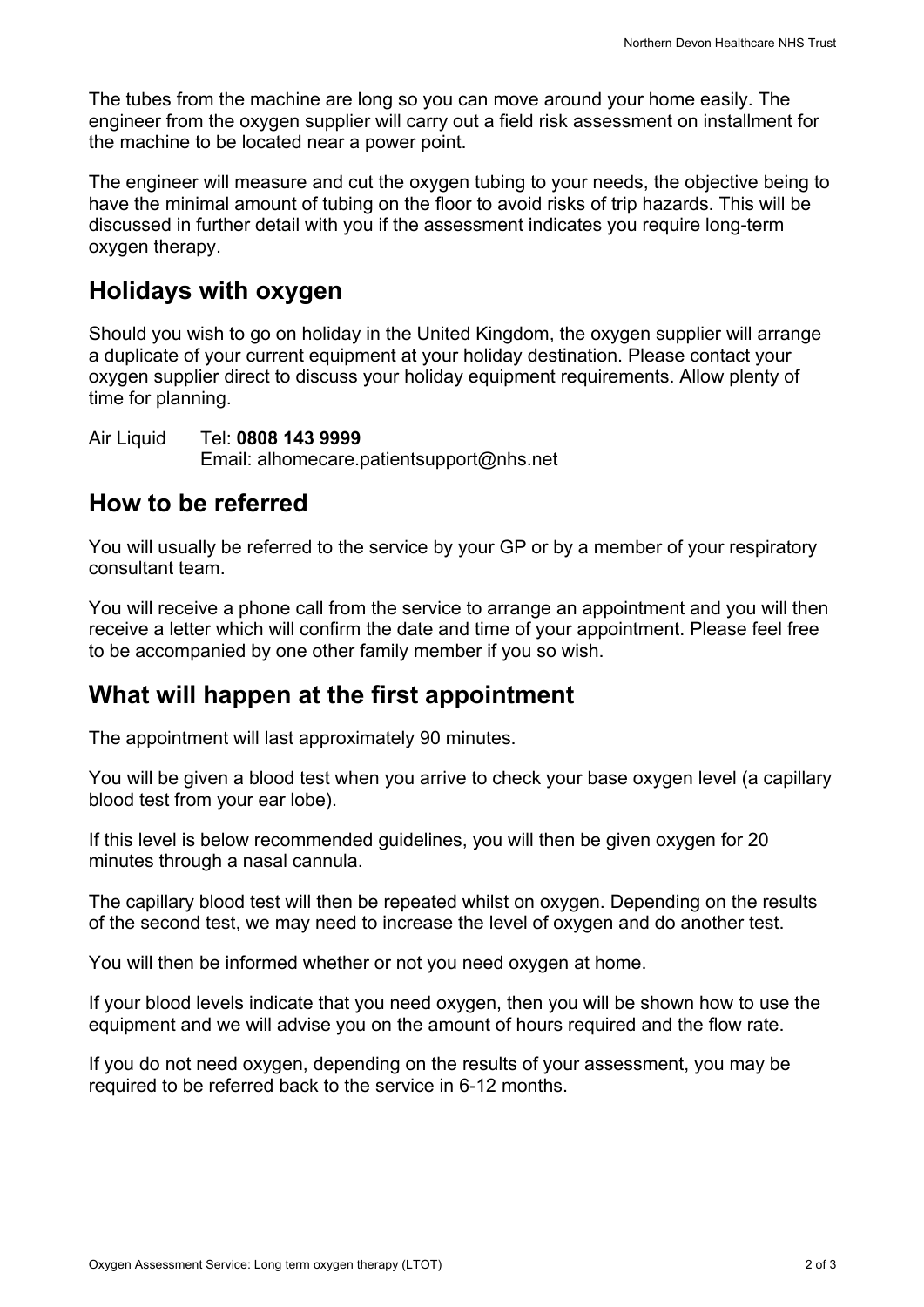The tubes from the machine are long so you can move around your home easily. The engineer from the oxygen supplier will carry out a field risk assessment on installment for the machine to be located near a power point.

The engineer will measure and cut the oxygen tubing to your needs, the objective being to have the minimal amount of tubing on the floor to avoid risks of trip hazards. This will be discussed in further detail with you if the assessment indicates you require long-term oxygen therapy.

## Holidays with oxygen

Should you wish to go on holiday in the United Kingdom, the oxygen supplier will arrange a duplicate of your current equipment at your holiday destination. Please contact your oxygen supplier direct to discuss your holiday equipment requirements. Allow plenty of time for planning.

Air Liquid Tel: **0808 143 9999**
Email: alhomecare.patientsupport@nhs.net

## How to be referred

You will usually be referred to the service by your GP or by a member of your respiratory consultant team.

You will receive a phone call from the service to arrange an appointment and you will then receive a letter which will confirm the date and time of your appointment. Please feel free to be accompanied by one other family member if you so wish.

## What will happen at the first appointment

The appointment will last approximately 90 minutes.

You will be given a blood test when you arrive to check your base oxygen level (a capillary blood test from your ear lobe).

If this level is below recommended guidelines, you will then be given oxygen for 20 minutes through a nasal cannula.

The capillary blood test will then be repeated whilst on oxygen. Depending on the results of the second test, we may need to increase the level of oxygen and do another test.

You will then be informed whether or not you need oxygen at home.

If your blood levels indicate that you need oxygen, then you will be shown how to use the equipment and we will advise you on the amount of hours required and the flow rate.

If you do not need oxygen, depending on the results of your assessment, you may be required to be referred back to the service in 6-12 months.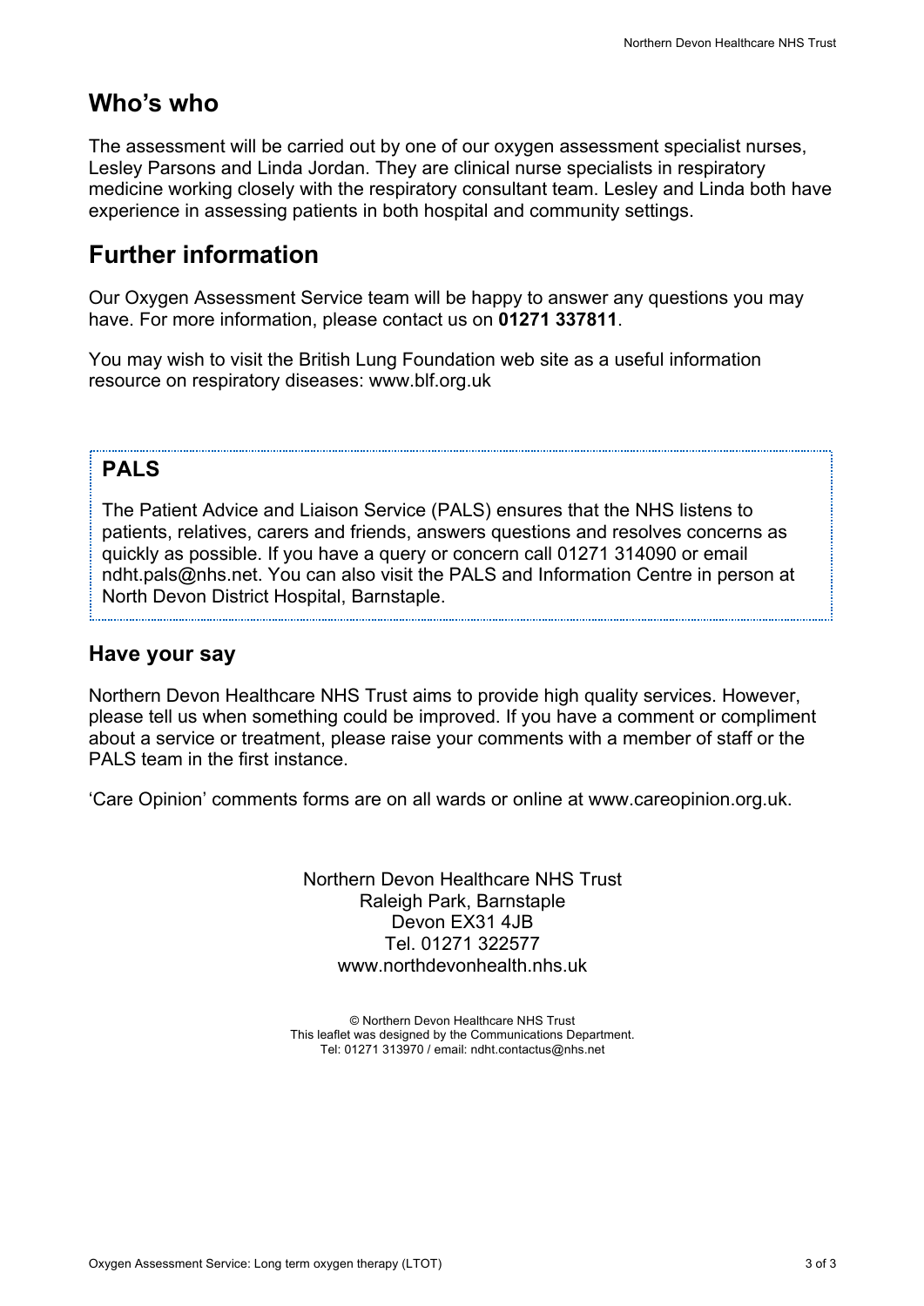## Who's who

The assessment will be carried out by one of our oxygen assessment specialist nurses, Lesley Parsons and Linda Jordan. They are clinical nurse specialists in respiratory medicine working closely with the respiratory consultant team. Lesley and Linda both have experience in assessing patients in both hospital and community settings.

## Further information

Our Oxygen Assessment Service team will be happy to answer any questions you may have. For more information, please contact us on **01271 337811**.

You may wish to visit the British Lung Foundation web site as a useful information resource on respiratory diseases: www.blf.org.uk

### PALS

The Patient Advice and Liaison Service (PALS) ensures that the NHS listens to patients, relatives, carers and friends, answers questions and resolves concerns as quickly as possible. If you have a query or concern call 01271 314090 or email ndht.pals@nhs.net. You can also visit the PALS and Information Centre in person at North Devon District Hospital, Barnstaple.

### Have your say

Northern Devon Healthcare NHS Trust aims to provide high quality services. However, please tell us when something could be improved. If you have a comment or compliment about a service or treatment, please raise your comments with a member of staff or the PALS team in the first instance.

'Care Opinion' comments forms are on all wards or online at www.careopinion.org.uk.

Northern Devon Healthcare NHS Trust
Raleigh Park, Barnstaple
Devon EX31 4JB
Tel. 01271 322577
www.northdevonhealth.nhs.uk

© Northern Devon Healthcare NHS Trust
This leaflet was designed by the Communications Department.
Tel: 01271 313970 / email: ndht.contactus@nhs.net